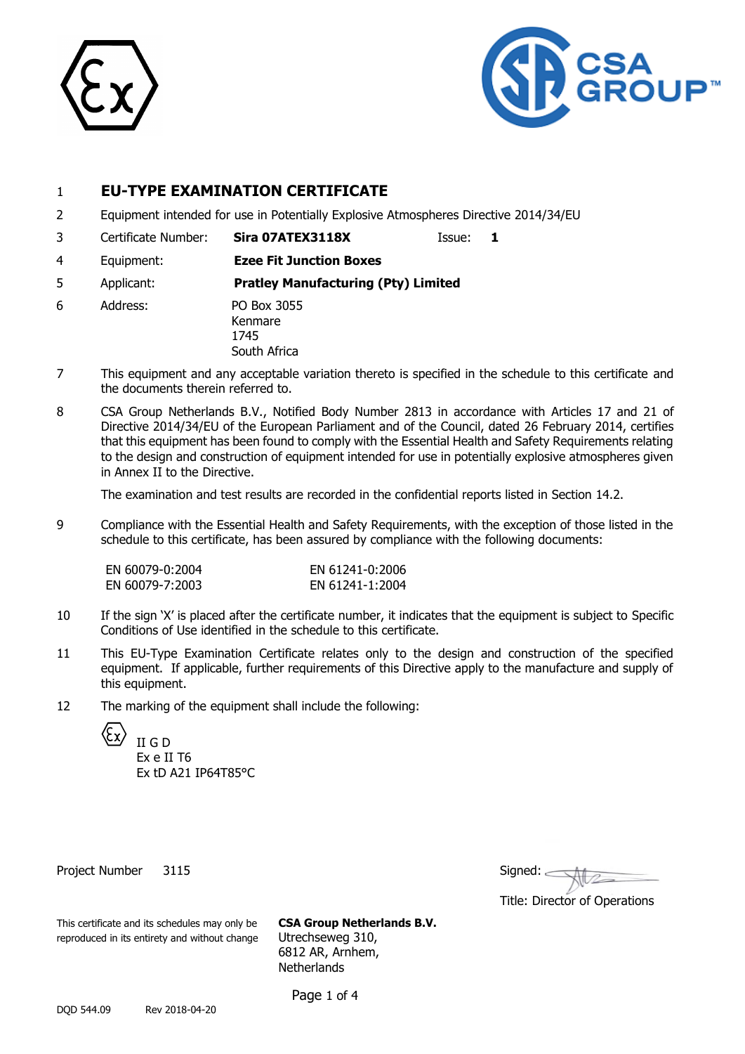1 **EU-TYPE EXAMINATION CERTIFICATE**

2 Equipment intended for use in Potentially Explosive Atmospheres Directive 2014/34/EU

3 Certificate Number: **Sira 07ATEX3118X** Issue: **1**

4 Equipment: **Ezee Fit Junction Boxes**

5 Applicant: **Pratley Manufacturing (Pty) Limited**

6 Address: PO Box 3055
Kenmare
1745
South Africa

7 This equipment and any acceptable variation thereto is specified in the schedule to this certificate and the documents therein referred to.

8 CSA Group Netherlands B.V., Notified Body Number 2813 in accordance with Articles 17 and 21 of Directive 2014/34/EU of the European Parliament and of the Council, dated 26 February 2014, certifies that this equipment has been found to comply with the Essential Health and Safety Requirements relating to the design and construction of equipment intended for use in potentially explosive atmospheres given in Annex II to the Directive.

The examination and test results are recorded in the confidential reports listed in Section 14.2.

9 Compliance with the Essential Health and Safety Requirements, with the exception of those listed in the schedule to this certificate, has been assured by compliance with the following documents:

| | |
|---|---|
| EN 60079-0:2004 | EN 61241-0:2006 |
| EN 60079-7:2003 | EN 61241-1:2004 |

10 If the sign 'X' is placed after the certificate number, it indicates that the equipment is subject to Specific Conditions of Use identified in the schedule to this certificate.

11 This EU-Type Examination Certificate relates only to the design and construction of the specified equipment. If applicable, further requirements of this Directive apply to the manufacture and supply of this equipment.

12 The marking of the equipment shall include the following:

Ex II G D
Ex e II T6
Ex tD A21 IP64T85°C

Project Number 3115

Signed:

Title: Director of Operations

This certificate and its schedules may only be reproduced in its entirety and without change

**CSA Group Netherlands B.V.**
Utrechseweg 310,
6812 AR, Arnhem,
Netherlands

DQD 544.09 Rev 2018-04-20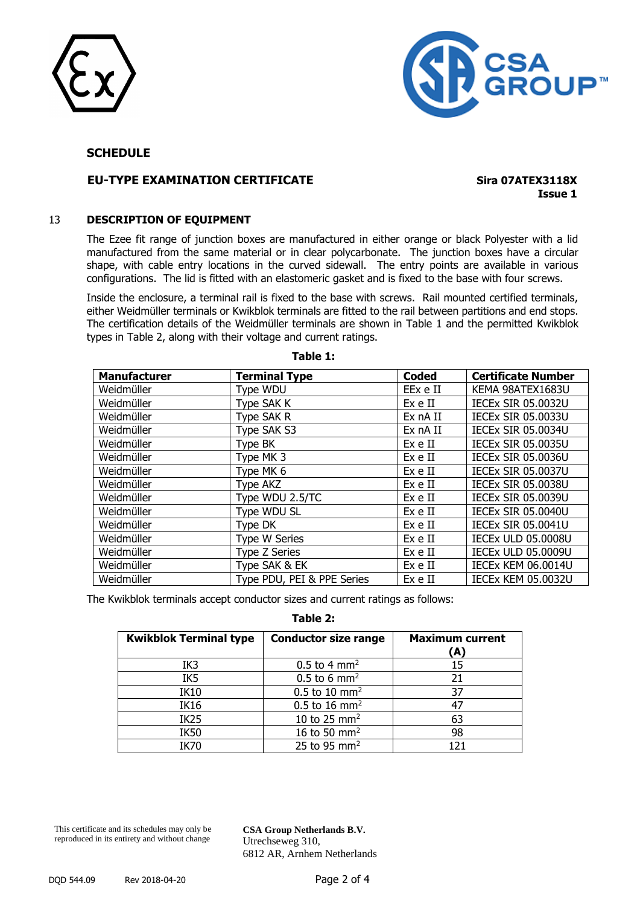## SCHEDULE

**EU-TYPE EXAMINATION CERTIFICATE**

**Sira 07ATEX3118X**
**Issue 1**

## 13 DESCRIPTION OF EQUIPMENT

The Ezee fit range of junction boxes are manufactured in either orange or black Polyester with a lid manufactured from the same material or in clear polycarbonate. The junction boxes have a circular shape, with cable entry locations in the curved sidewall. The entry points are available in various configurations. The lid is fitted with an elastomeric gasket and is fixed to the base with four screws.

Inside the enclosure, a terminal rail is fixed to the base with screws. Rail mounted certified terminals, either Weidmüller terminals or Kwikblok terminals are fitted to the rail between partitions and end stops. The certification details of the Weidmüller terminals are shown in Table 1 and the permitted Kwikblok types in Table 2, along with their voltage and current ratings.

**Table 1:**

| Manufacturer | Terminal Type | Coded | Certificate Number |
|---|---|---|---|
| Weidmüller | Type WDU | EEx e II | KEMA 98ATEX1683U |
| Weidmüller | Type SAK K | Ex e II | IECEx SIR 05.0032U |
| Weidmüller | Type SAK R | Ex nA II | IECEx SIR 05.0033U |
| Weidmüller | Type SAK S3 | Ex nA II | IECEx SIR 05.0034U |
| Weidmüller | Type BK | Ex e II | IECEx SIR 05.0035U |
| Weidmüller | Type MK 3 | Ex e II | IECEx SIR 05.0036U |
| Weidmüller | Type MK 6 | Ex e II | IECEx SIR 05.0037U |
| Weidmüller | Type AKZ | Ex e II | IECEx SIR 05.0038U |
| Weidmüller | Type WDU 2.5/TC | Ex e II | IECEx SIR 05.0039U |
| Weidmüller | Type WDU SL | Ex e II | IECEx SIR 05.0040U |
| Weidmüller | Type DK | Ex e II | IECEx SIR 05.0041U |
| Weidmüller | Type W Series | Ex e II | IECEx ULD 05.0008U |
| Weidmüller | Type Z Series | Ex e II | IECEx ULD 05.0009U |
| Weidmüller | Type SAK & EK | Ex e II | IECEx KEM 06.0014U |
| Weidmüller | Type PDU, PEI & PPE Series | Ex e II | IECEx KEM 05.0032U |

The Kwikblok terminals accept conductor sizes and current ratings as follows:

**Table 2:**

| Kwikblok Terminal type | Conductor size range | Maximum current (A) |
|---|---|---|
| IK3 | 0.5 to 4 $mm^2$ | 15 |
| IK5 | 0.5 to 6 $mm^2$ | 21 |
| IK10 | 0.5 to 10 $mm^2$ | 37 |
| IK16 | 0.5 to 16 $mm^2$ | 47 |
| IK25 | 10 to 25 $mm^2$ | 63 |
| IK50 | 16 to 50 $mm^2$ | 98 |
| IK70 | 25 to 95 $mm^2$ | 121 |

This certificate and its schedules may only be reproduced in its entirety and without change

**CSA Group Netherlands B.V.**
Utrechseweg 310,
6812 AR, Arnhem Netherlands

DQD 544.09 Rev 2018-04-20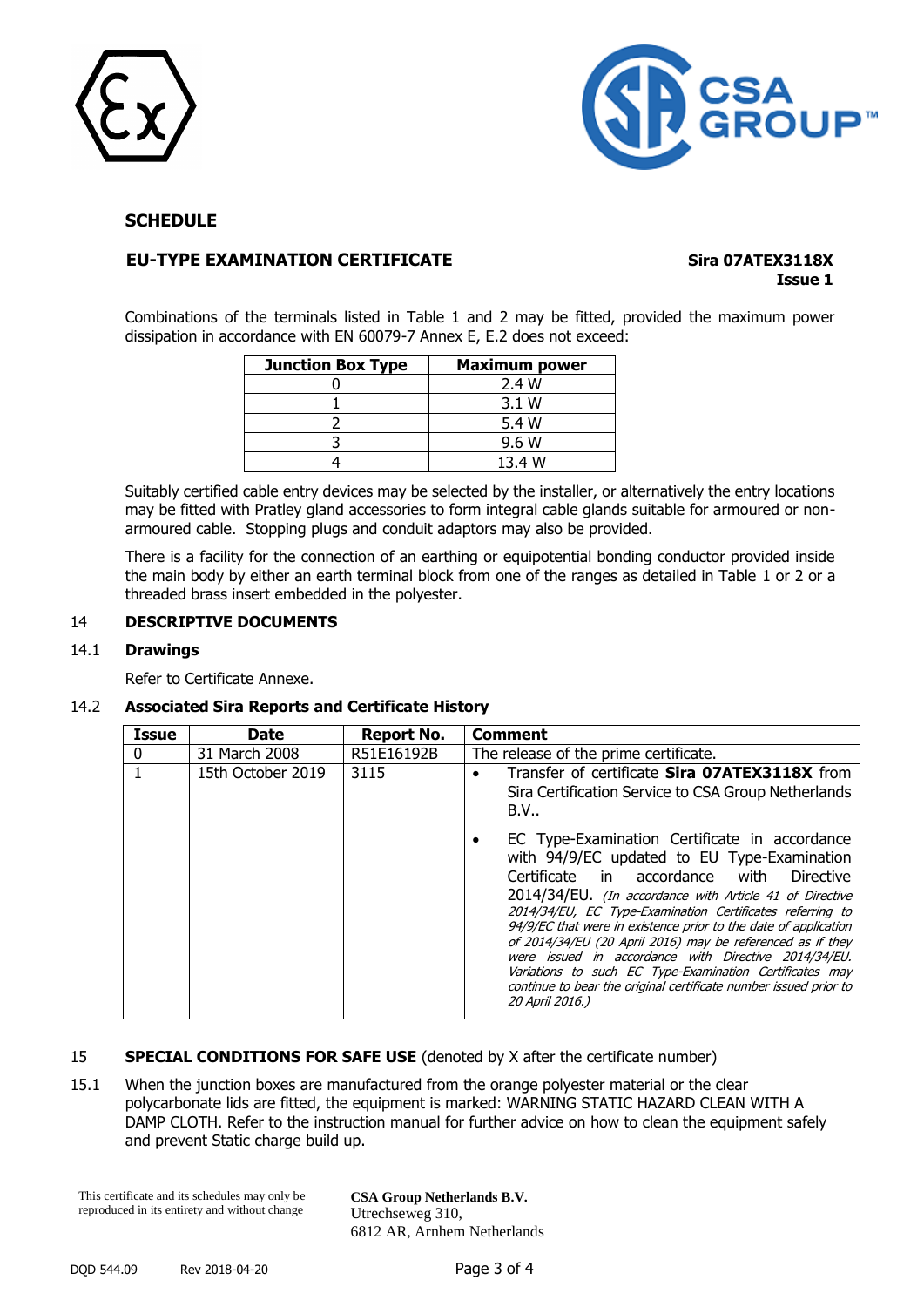## SCHEDULE

### EU-TYPE EXAMINATION CERTIFICATE

**Sira 07ATEX3118X**
**Issue 1**

Combinations of the terminals listed in Table 1 and 2 may be fitted, provided the maximum power dissipation in accordance with EN 60079-7 Annex E, E.2 does not exceed:

| Junction Box Type | Maximum power |
|---|---|
| 0 | 2.4 W |
| 1 | 3.1 W |
| 2 | 5.4 W |
| 3 | 9.6 W |
| 4 | 13.4 W |

Suitably certified cable entry devices may be selected by the installer, or alternatively the entry locations may be fitted with Pratley gland accessories to form integral cable glands suitable for armoured or non-armoured cable. Stopping plugs and conduit adaptors may also be provided.

There is a facility for the connection of an earthing or equipotential bonding conductor provided inside the main body by either an earth terminal block from one of the ranges as detailed in Table 1 or 2 or a threaded brass insert embedded in the polyester.

## 14 DESCRIPTIVE DOCUMENTS

### 14.1 Drawings

Refer to Certificate Annexe.

### 14.2 Associated Sira Reports and Certificate History

| Issue | Date | Report No. | Comment |
|---|---|---|---|
| 0 | 31 March 2008 | R51E16192B | The release of the prime certificate. |
| 1 | 15th October 2019 | 3115 | • Transfer of certificate **Sira 07ATEX3118X** from Sira Certification Service to CSA Group Netherlands B.V.. <br> • EC Type-Examination Certificate in accordance with 94/9/EC updated to EU Type-Examination Certificate in accordance with Directive 2014/34/EU. *(In accordance with Article 41 of Directive 2014/34/EU, EC Type-Examination Certificates referring to 94/9/EC that were in existence prior to the date of application of 2014/34/EU (20 April 2016) may be referenced as if they were issued in accordance with Directive 2014/34/EU. Variations to such EC Type-Examination Certificates may continue to bear the original certificate number issued prior to 20 April 2016.)* |

## 15 SPECIAL CONDITIONS FOR SAFE USE (denoted by X after the certificate number)

15.1 When the junction boxes are manufactured from the orange polyester material or the clear polycarbonate lids are fitted, the equipment is marked: WARNING STATIC HAZARD CLEAN WITH A DAMP CLOTH. Refer to the instruction manual for further advice on how to clean the equipment safely and prevent Static charge build up.

This certificate and its schedules may only be reproduced in its entirety and without change

**CSA Group Netherlands B.V.**
Utrechseweg 310,
6812 AR, Arnhem Netherlands

DQD 544.09 Rev 2018-04-20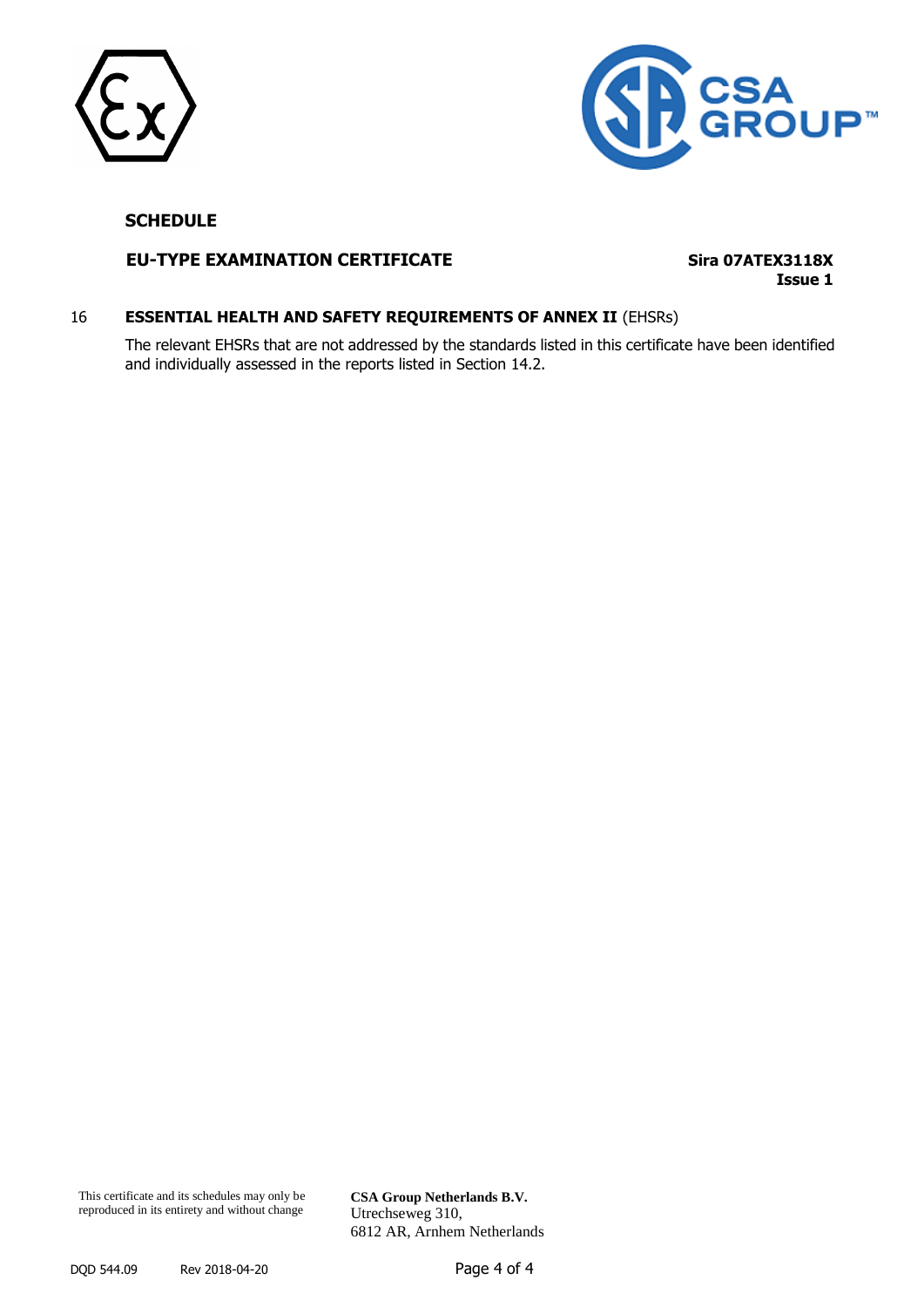**SCHEDULE**

**EU-TYPE EXAMINATION CERTIFICATE** **Sira 07ATEX3118X**
**Issue 1**

16 **ESSENTIAL HEALTH AND SAFETY REQUIREMENTS OF ANNEX II** (EHSRs)

The relevant EHSRs that are not addressed by the standards listed in this certificate have been identified and individually assessed in the reports listed in Section 14.2.

This certificate and its schedules may only be reproduced in its entirety and without change

**CSA Group Netherlands B.V.**
Utrechseweg 310,
6812 AR, Arnhem Netherlands

DQD 544.09 Rev 2018-04-20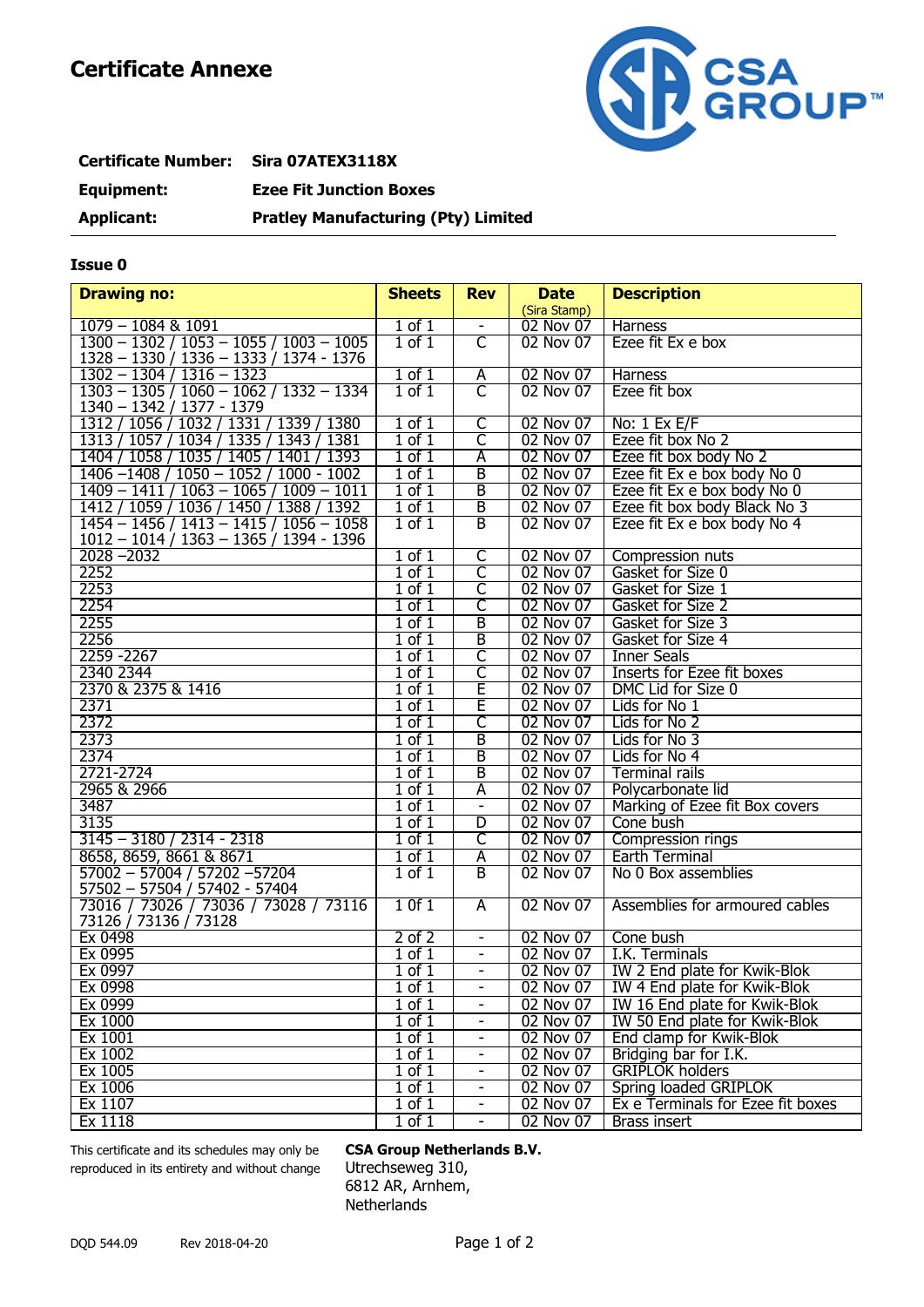# Certificate Annexe

**Certificate Number:** **Sira 07ATEX3118X**

**Equipment:** **Ezee Fit Junction Boxes**

**Applicant:** **Pratley Manufacturing (Pty) Limited**

**Issue 0**

| Drawing no: | Sheets | Rev | Date (Sira Stamp) | Description |
|---|---|---|---|---|
| 1079 – 1084 & 1091 | 1 of 1 | - | 02 Nov 07 | Harness |
| 1300 – 1302 / 1053 – 1055 / 1003 – 1005 1328 – 1330 / 1336 – 1333 / 1374 - 1376 | 1 of 1 | C | 02 Nov 07 | Ezee fit Ex e box |
| 1302 – 1304 / 1316 – 1323 | 1 of 1 | A | 02 Nov 07 | Harness |
| 1303 – 1305 / 1060 – 1062 / 1332 – 1334 1340 – 1342 / 1377 - 1379 | 1 of 1 | C | 02 Nov 07 | Ezee fit box |
| 1312 / 1056 / 1032 / 1331 / 1339 / 1380 | 1 of 1 | C | 02 Nov 07 | No: 1 Ex E/F |
| 1313 / 1057 / 1034 / 1335 / 1343 / 1381 | 1 of 1 | C | 02 Nov 07 | Ezee fit box No 2 |
| 1404 / 1058 / 1035 / 1405 / 1401 / 1393 | 1 of 1 | A | 02 Nov 07 | Ezee fit box body No 2 |
| 1406 –1408 / 1050 – 1052 / 1000 - 1002 | 1 of 1 | B | 02 Nov 07 | Ezee fit Ex e box body No 0 |
| 1409 – 1411 / 1063 – 1065 / 1009 – 1011 | 1 of 1 | B | 02 Nov 07 | Ezee fit Ex e box body No 0 |
| 1412 / 1059 / 1036 / 1450 / 1388 / 1392 | 1 of 1 | B | 02 Nov 07 | Ezee fit box body Black No 3 |
| 1454 – 1456 / 1413 – 1415 / 1056 – 1058 1012 – 1014 / 1363 – 1365 / 1394 - 1396 | 1 of 1 | B | 02 Nov 07 | Ezee fit Ex e box body No 4 |
| 2028 –2032 | 1 of 1 | C | 02 Nov 07 | Compression nuts |
| 2252 | 1 of 1 | C | 02 Nov 07 | Gasket for Size 0 |
| 2253 | 1 of 1 | C | 02 Nov 07 | Gasket for Size 1 |
| 2254 | 1 of 1 | C | 02 Nov 07 | Gasket for Size 2 |
| 2255 | 1 of 1 | B | 02 Nov 07 | Gasket for Size 3 |
| 2256 | 1 of 1 | B | 02 Nov 07 | Gasket for Size 4 |
| 2259 -2267 | 1 of 1 | C | 02 Nov 07 | Inner Seals |
| 2340 2344 | 1 of 1 | C | 02 Nov 07 | Inserts for Ezee fit boxes |
| 2370 & 2375 & 1416 | 1 of 1 | E | 02 Nov 07 | DMC Lid for Size 0 |
| 2371 | 1 of 1 | E | 02 Nov 07 | Lids for No 1 |
| 2372 | 1 of 1 | C | 02 Nov 07 | Lids for No 2 |
| 2373 | 1 of 1 | B | 02 Nov 07 | Lids for No 3 |
| 2374 | 1 of 1 | B | 02 Nov 07 | Lids for No 4 |
| 2721-2724 | 1 of 1 | B | 02 Nov 07 | Terminal rails |
| 2965 & 2966 | 1 of 1 | A | 02 Nov 07 | Polycarbonate lid |
| 3487 | 1 of 1 | - | 02 Nov 07 | Marking of Ezee fit Box covers |
| 3135 | 1 of 1 | D | 02 Nov 07 | Cone bush |
| 3145 – 3180 / 2314 - 2318 | 1 of 1 | C | 02 Nov 07 | Compression rings |
| 8658, 8659, 8661 & 8671 | 1 of 1 | A | 02 Nov 07 | Earth Terminal |
| 57002 – 57004 / 57202 –57204 57502 – 57504 / 57402 - 57404 | 1 of 1 | B | 02 Nov 07 | No 0 Box assemblies |
| 73016 / 73026 / 73036 / 73028 / 73116 73126 / 73136 / 73128 | 1 0f 1 | A | 02 Nov 07 | Assemblies for armoured cables |
| Ex 0498 | 2 of 2 | - | 02 Nov 07 | Cone bush |
| Ex 0995 | 1 of 1 | - | 02 Nov 07 | I.K. Terminals |
| Ex 0997 | 1 of 1 | - | 02 Nov 07 | IW 2 End plate for Kwik-Blok |
| Ex 0998 | 1 of 1 | - | 02 Nov 07 | IW 4 End plate for Kwik-Blok |
| Ex 0999 | 1 of 1 | - | 02 Nov 07 | IW 16 End plate for Kwik-Blok |
| Ex 1000 | 1 of 1 | - | 02 Nov 07 | IW 50 End plate for Kwik-Blok |
| Ex 1001 | 1 of 1 | - | 02 Nov 07 | End clamp for Kwik-Blok |
| Ex 1002 | 1 of 1 | - | 02 Nov 07 | Bridging bar for I.K. |
| Ex 1005 | 1 of 1 | - | 02 Nov 07 | GRIPLOK holders |
| Ex 1006 | 1 of 1 | - | 02 Nov 07 | Spring loaded GRIPLOK |
| Ex 1107 | 1 of 1 | - | 02 Nov 07 | Ex e Terminals for Ezee fit boxes |
| Ex 1118 | 1 of 1 | - | 02 Nov 07 | Brass insert |

This certificate and its schedules may only be reproduced in its entirety and without change

**CSA Group Netherlands B.V.**
Utrechseweg 310,
6812 AR, Arnhem,
Netherlands

DQD 544.09 Rev 2018-04-20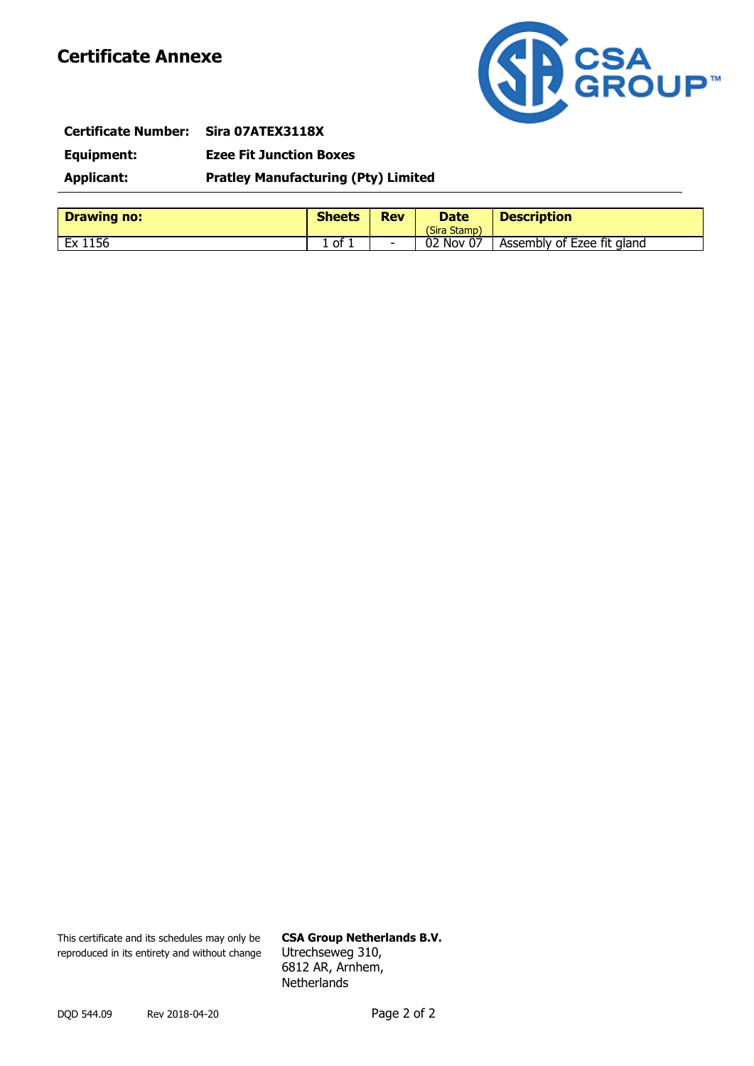# Certificate Annexe

**Certificate Number:** **Sira 07ATEX3118X**

**Equipment:** **Ezee Fit Junction Boxes**

**Applicant:** **Pratley Manufacturing (Pty) Limited**

| Drawing no: | Sheets | Rev | Date (Sira Stamp) | Description |
|---|---|---|---|---|
| Ex 1156 | 1 of 1 | - | 02 Nov 07 | Assembly of Ezee fit gland |

This certificate and its schedules may only be reproduced in its entirety and without change

**CSA Group Netherlands B.V.**
Utrechseweg 310,
6812 AR, Arnhem,
Netherlands

DQD 544.09 Rev 2018-04-20